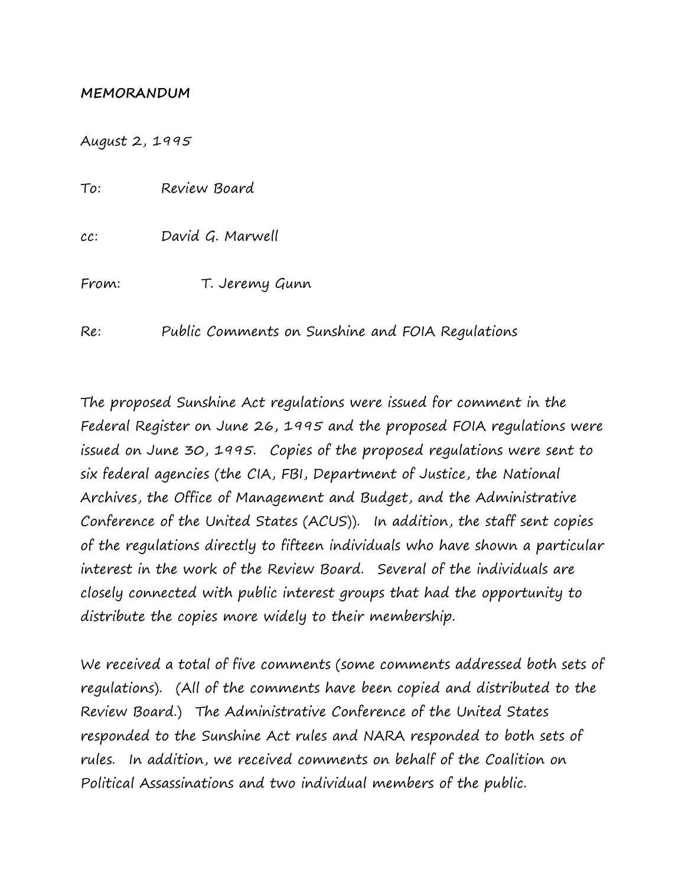**MEMORANDUM**

August 2, 1995

To: Review Board

cc: David G. Marwell

From: T. Jeremy Gunn

Re: Public Comments on Sunshine and FOIA Regulations

The proposed Sunshine Act regulations were issued for comment in the Federal Register on June 26, 1995 and the proposed FOIA regulations were issued on June 30, 1995. Copies of the proposed regulations were sent to six federal agencies (the CIA, FBI, Department of Justice, the National Archives, the Office of Management and Budget, and the Administrative Conference of the United States (ACUS)). In addition, the staff sent copies of the regulations directly to fifteen individuals who have shown a particular interest in the work of the Review Board. Several of the individuals are closely connected with public interest groups that had the opportunity to distribute the copies more widely to their membership.

We received a total of five comments (some comments addressed both sets of regulations). (All of the comments have been copied and distributed to the Review Board.) The Administrative Conference of the United States responded to the Sunshine Act rules and NARA responded to both sets of rules. In addition, we received comments on behalf of the Coalition on Political Assassinations and two individual members of the public.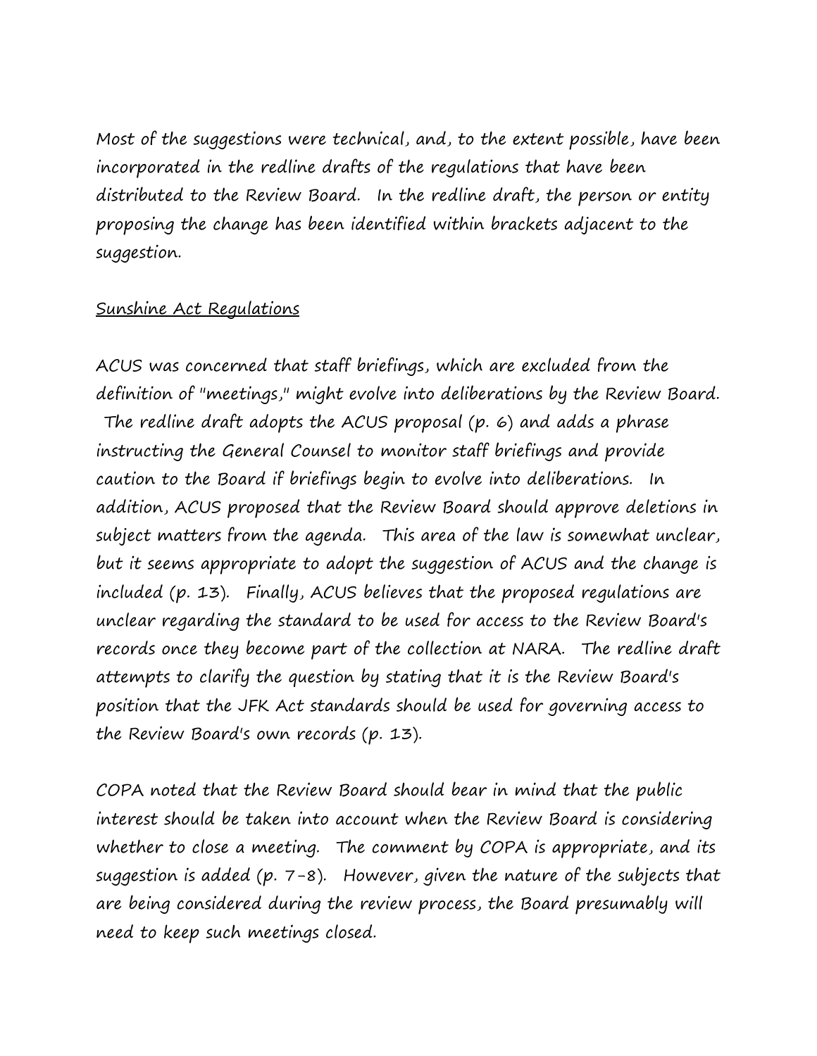Most of the suggestions were technical, and, to the extent possible, have been incorporated in the redline drafts of the regulations that have been distributed to the Review Board. In the redline draft, the person or entity proposing the change has been identified within brackets adjacent to the suggestion.

<u>Sunshine Act Regulations</u>

ACUS was concerned that staff briefings, which are excluded from the definition of "meetings," might evolve into deliberations by the Review Board. The redline draft adopts the ACUS proposal (p. 6) and adds a phrase instructing the General Counsel to monitor staff briefings and provide caution to the Board if briefings begin to evolve into deliberations. In addition, ACUS proposed that the Review Board should approve deletions in subject matters from the agenda. This area of the law is somewhat unclear, but it seems appropriate to adopt the suggestion of ACUS and the change is included (p. 13). Finally, ACUS believes that the proposed regulations are unclear regarding the standard to be used for access to the Review Board's records once they become part of the collection at NARA. The redline draft attempts to clarify the question by stating that it is the Review Board's position that the JFK Act standards should be used for governing access to the Review Board's own records (p. 13).

COPA noted that the Review Board should bear in mind that the public interest should be taken into account when the Review Board is considering whether to close a meeting. The comment by COPA is appropriate, and its suggestion is added (p. 7-8). However, given the nature of the subjects that are being considered during the review process, the Board presumably will need to keep such meetings closed.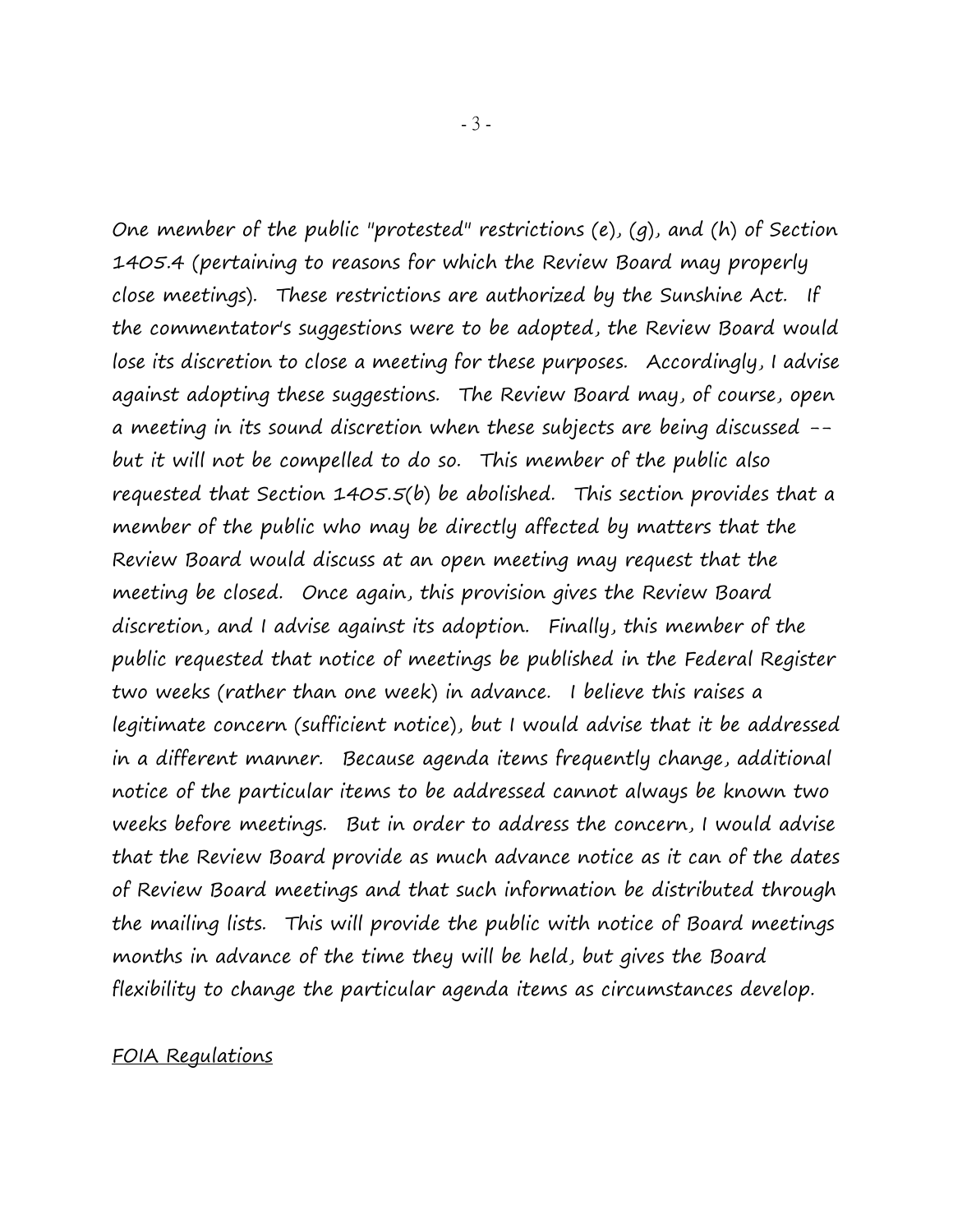One member of the public "protested" restrictions (e), (g), and (h) of Section 1405.4 (pertaining to reasons for which the Review Board may properly close meetings). These restrictions are authorized by the Sunshine Act. If the commentator's suggestions were to be adopted, the Review Board would lose its discretion to close a meeting for these purposes. Accordingly, I advise against adopting these suggestions. The Review Board may, of course, open a meeting in its sound discretion when these subjects are being discussed -- but it will not be compelled to do so. This member of the public also requested that Section 1405.5(b) be abolished. This section provides that a member of the public who may be directly affected by matters that the Review Board would discuss at an open meeting may request that the meeting be closed. Once again, this provision gives the Review Board discretion, and I advise against its adoption. Finally, this member of the public requested that notice of meetings be published in the Federal Register two weeks (rather than one week) in advance. I believe this raises a legitimate concern (sufficient notice), but I would advise that it be addressed in a different manner. Because agenda items frequently change, additional notice of the particular items to be addressed cannot always be known two weeks before meetings. But in order to address the concern, I would advise that the Review Board provide as much advance notice as it can of the dates of Review Board meetings and that such information be distributed through the mailing lists. This will provide the public with notice of Board meetings months in advance of the time they will be held, but gives the Board flexibility to change the particular agenda items as circumstances develop.

<u>FOIA Regulations</u>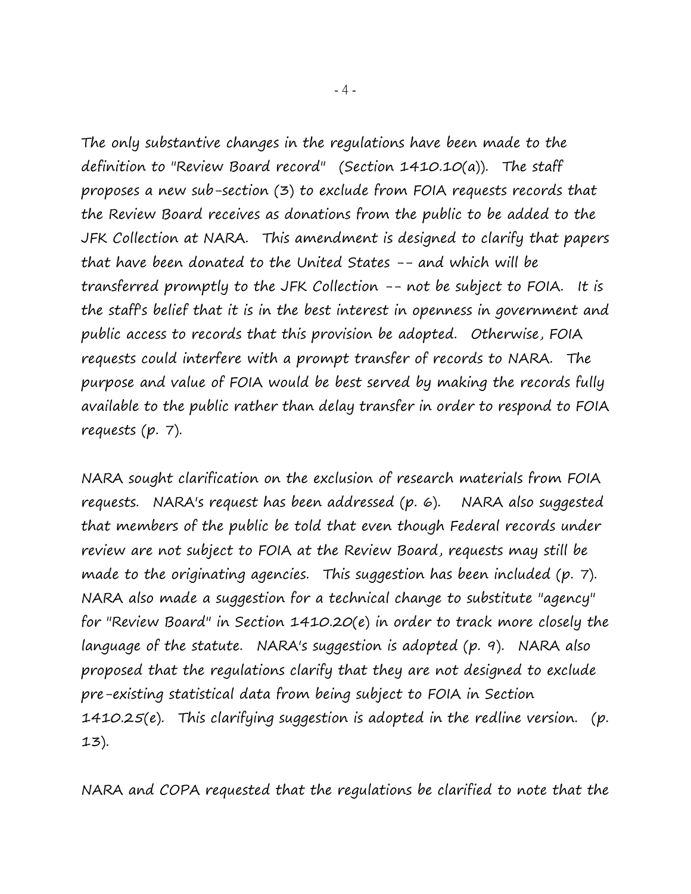The only substantive changes in the regulations have been made to the definition to "Review Board record" (Section 1410.10(a)). The staff proposes a new sub-section (3) to exclude from FOIA requests records that the Review Board receives as donations from the public to be added to the JFK Collection at NARA. This amendment is designed to clarify that papers that have been donated to the United States -- and which will be transferred promptly to the JFK Collection -- not be subject to FOIA. It is the staff's belief that it is in the best interest in openness in government and public access to records that this provision be adopted. Otherwise, FOIA requests could interfere with a prompt transfer of records to NARA. The purpose and value of FOIA would be best served by making the records fully available to the public rather than delay transfer in order to respond to FOIA requests (p. 7).

NARA sought clarification on the exclusion of research materials from FOIA requests. NARA's request has been addressed (p. 6). NARA also suggested that members of the public be told that even though Federal records under review are not subject to FOIA at the Review Board, requests may still be made to the originating agencies. This suggestion has been included (p. 7). NARA also made a suggestion for a technical change to substitute "agency" for "Review Board" in Section 1410.20(e) in order to track more closely the language of the statute. NARA's suggestion is adopted (p. 9). NARA also proposed that the regulations clarify that they are not designed to exclude pre-existing statistical data from being subject to FOIA in Section 1410.25(e). This clarifying suggestion is adopted in the redline version. (p. 13).

NARA and COPA requested that the regulations be clarified to note that the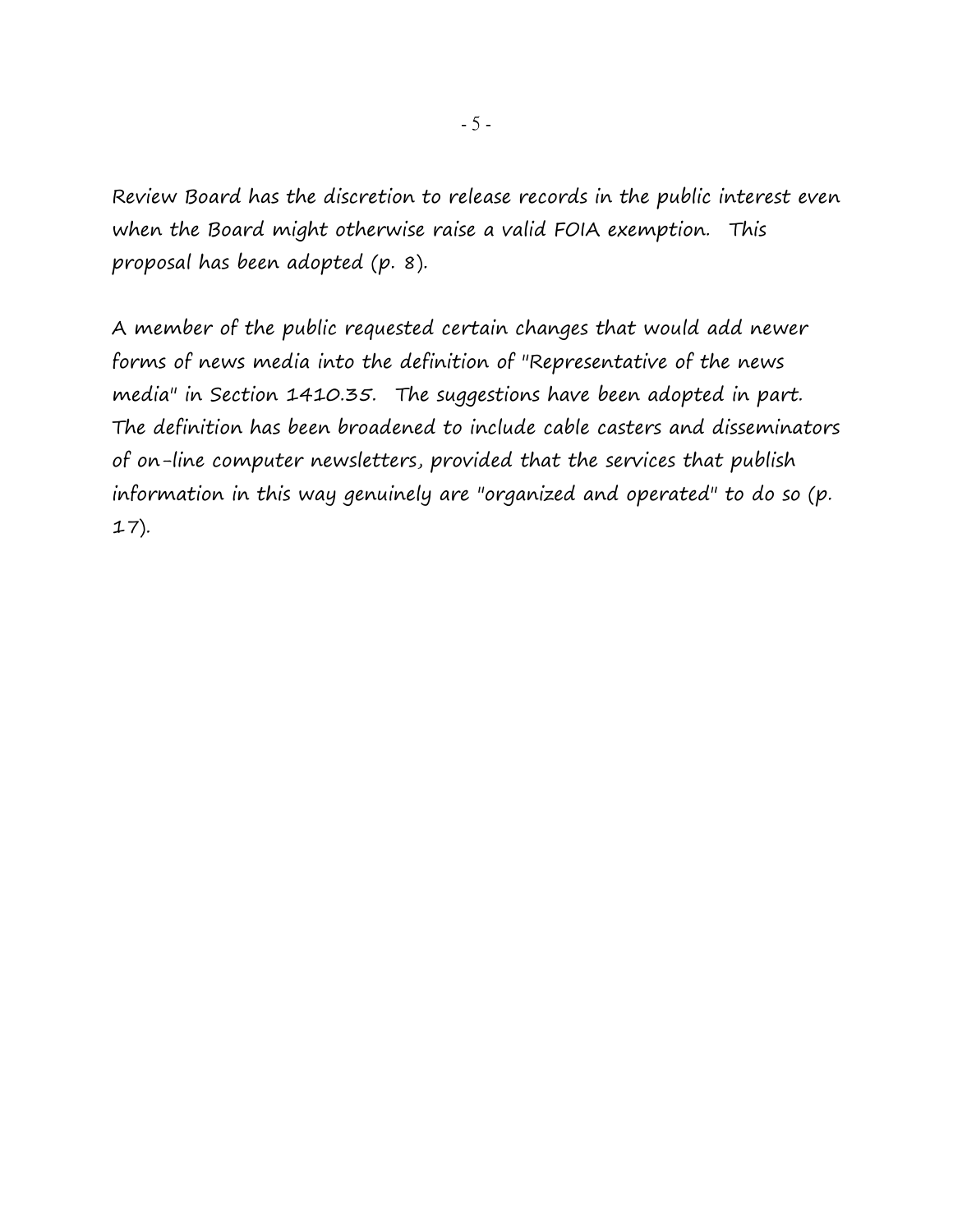Review Board has the discretion to release records in the public interest even when the Board might otherwise raise a valid FOIA exemption. This proposal has been adopted (p. 8).

A member of the public requested certain changes that would add newer forms of news media into the definition of "Representative of the news media" in Section 1410.35. The suggestions have been adopted in part. The definition has been broadened to include cable casters and disseminators of on-line computer newsletters, provided that the services that publish information in this way genuinely are "organized and operated" to do so (p. 17).